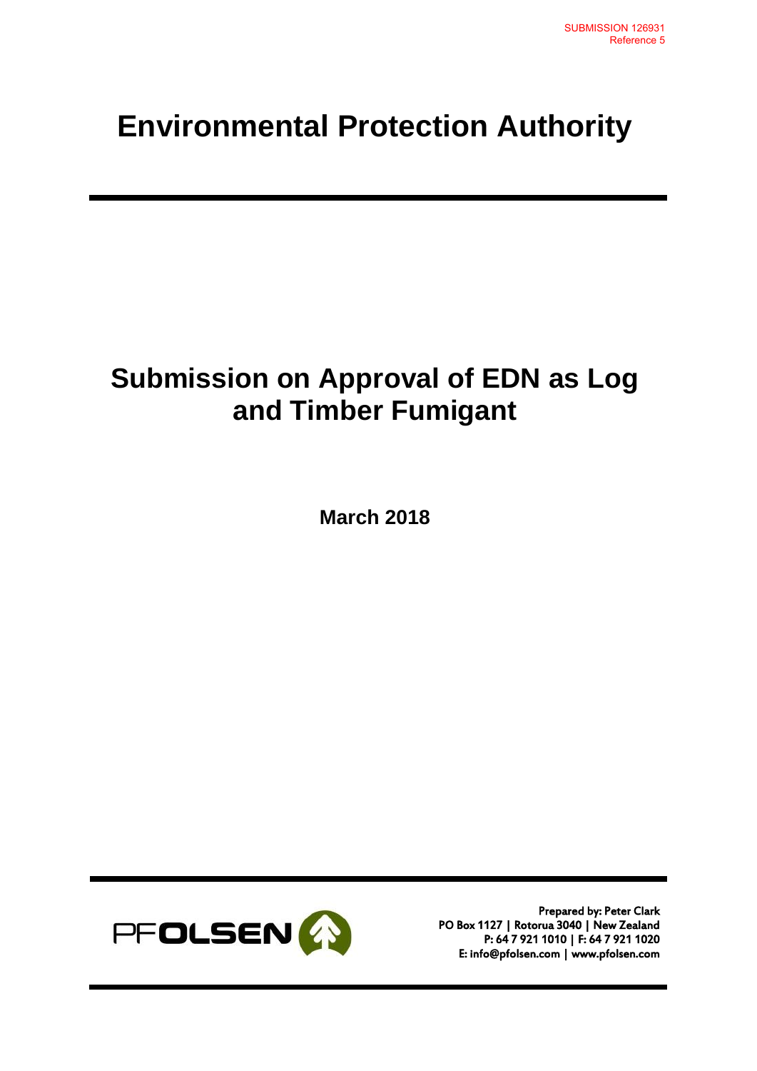SUBMISSION 126931
Reference 5

# Environmental Protection Authority

## Submission on Approval of EDN as Log and Timber Fumigant

**March 2018**

PF OLSEN

**Prepared by: Peter Clark**
**PO Box 1127 | Rotorua 3040 | New Zealand**
**P: 64 7 921 1010 | F: 64 7 921 1020**
**E: info@pfolsen.com | www.pfolsen.com**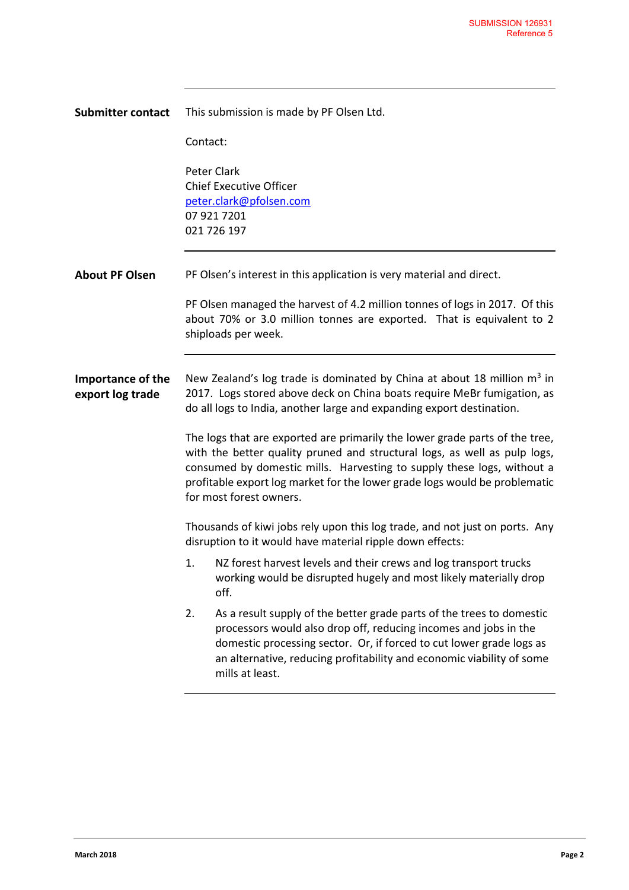SUBMISSION 126931
Reference 5

**Submitter contact**

This submission is made by PF Olsen Ltd.

Contact:

Peter Clark
Chief Executive Officer
peter.clark@pfolsen.com
07 921 7201
021 726 197

**About PF Olsen**

PF Olsen's interest in this application is very material and direct.

PF Olsen managed the harvest of 4.2 million tonnes of logs in 2017. Of this about 70% or 3.0 million tonnes are exported. That is equivalent to 2 shiploads per week.

**Importance of the export log trade**

New Zealand's log trade is dominated by China at about 18 million $m^3$ in 2017. Logs stored above deck on China boats require MeBr fumigation, as do all logs to India, another large and expanding export destination.

The logs that are exported are primarily the lower grade parts of the tree, with the better quality pruned and structural logs, as well as pulp logs, consumed by domestic mills. Harvesting to supply these logs, without a profitable export log market for the lower grade logs would be problematic for most forest owners.

Thousands of kiwi jobs rely upon this log trade, and not just on ports. Any disruption to it would have material ripple down effects:

1. NZ forest harvest levels and their crews and log transport trucks working would be disrupted hugely and most likely materially drop off.
2. As a result supply of the better grade parts of the trees to domestic processors would also drop off, reducing incomes and jobs in the domestic processing sector. Or, if forced to cut lower grade logs as an alternative, reducing profitability and economic viability of some mills at least.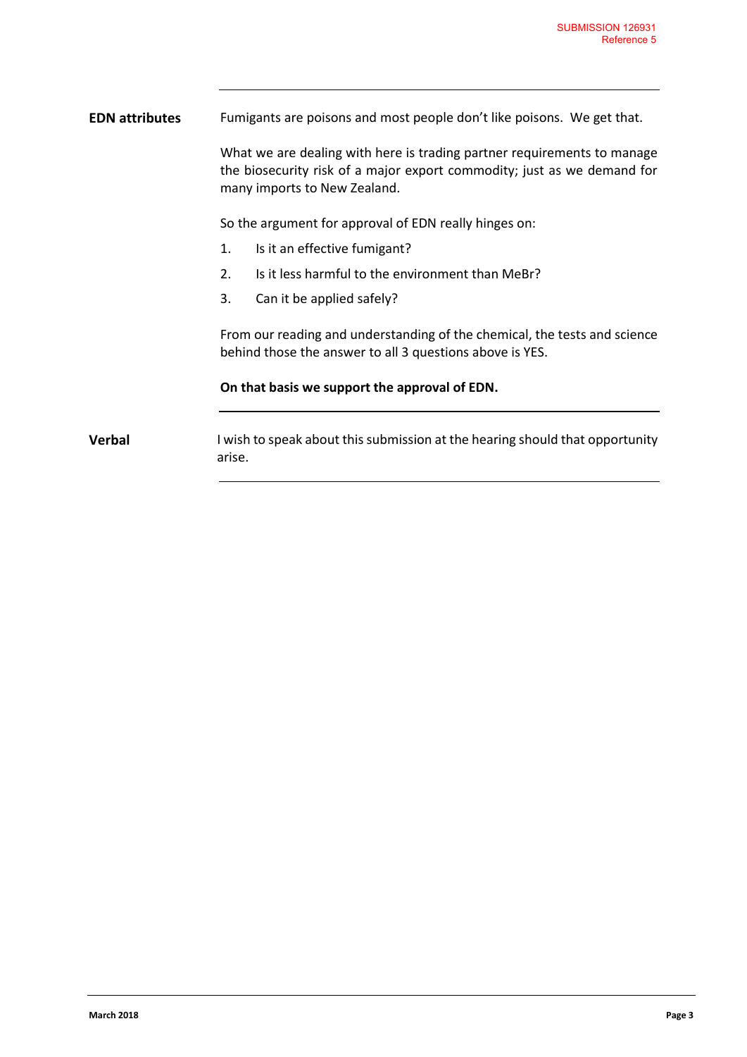**EDN attributes**

Fumigants are poisons and most people don't like poisons. We get that.

What we are dealing with here is trading partner requirements to manage the biosecurity risk of a major export commodity; just as we demand for many imports to New Zealand.

So the argument for approval of EDN really hinges on:

1. Is it an effective fumigant?
2. Is it less harmful to the environment than MeBr?
3. Can it be applied safely?

From our reading and understanding of the chemical, the tests and science behind those the answer to all 3 questions above is YES.

**On that basis we support the approval of EDN.**

**Verbal**

I wish to speak about this submission at the hearing should that opportunity arise.